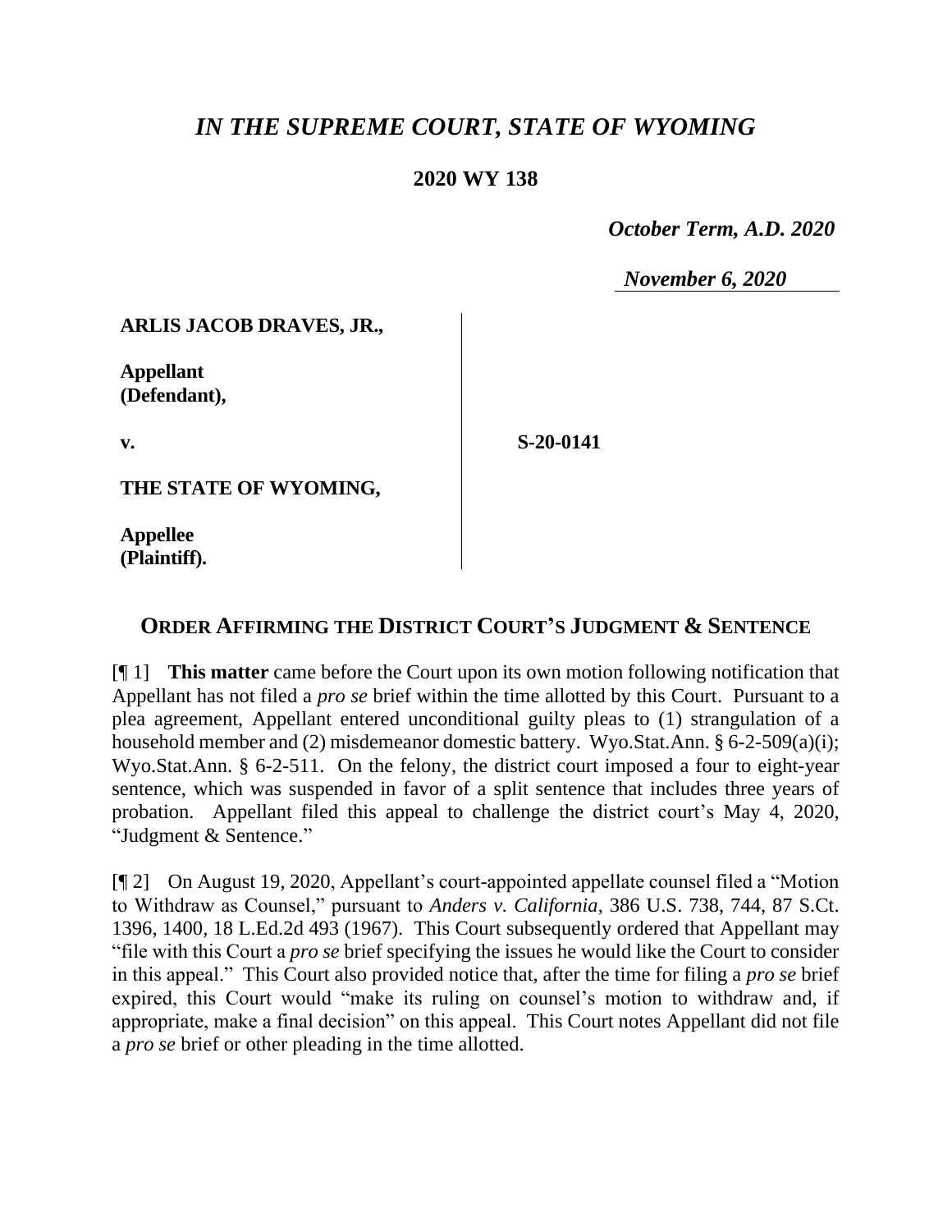# *IN THE SUPREME COURT, STATE OF WYOMING*

## 2020 WY 138

*October Term, A.D. 2020*

*November 6, 2020*

| | |
|---|---|
| **ARLIS JACOB DRAVES, JR.,**<br><br>**Appellant (Defendant),**<br><br>**v.**<br><br>**THE STATE OF WYOMING,**<br><br>**Appellee (Plaintiff).** | **S-20-0141** |

## ORDER AFFIRMING THE DISTRICT COURT'S JUDGMENT & SENTENCE

[¶ 1] **This matter** came before the Court upon its own motion following notification that Appellant has not filed a *pro se* brief within the time allotted by this Court. Pursuant to a plea agreement, Appellant entered unconditional guilty pleas to (1) strangulation of a household member and (2) misdemeanor domestic battery. Wyo.Stat.Ann. § 6-2-509(a)(i); Wyo.Stat.Ann. § 6-2-511. On the felony, the district court imposed a four to eight-year sentence, which was suspended in favor of a split sentence that includes three years of probation. Appellant filed this appeal to challenge the district court's May 4, 2020, "Judgment & Sentence."

[¶ 2] On August 19, 2020, Appellant's court-appointed appellate counsel filed a "Motion to Withdraw as Counsel," pursuant to *Anders v. California*, 386 U.S. 738, 744, 87 S.Ct. 1396, 1400, 18 L.Ed.2d 493 (1967). This Court subsequently ordered that Appellant may "file with this Court a *pro se* brief specifying the issues he would like the Court to consider in this appeal." This Court also provided notice that, after the time for filing a *pro se* brief expired, this Court would "make its ruling on counsel's motion to withdraw and, if appropriate, make a final decision" on this appeal. This Court notes Appellant did not file a *pro se* brief or other pleading in the time allotted.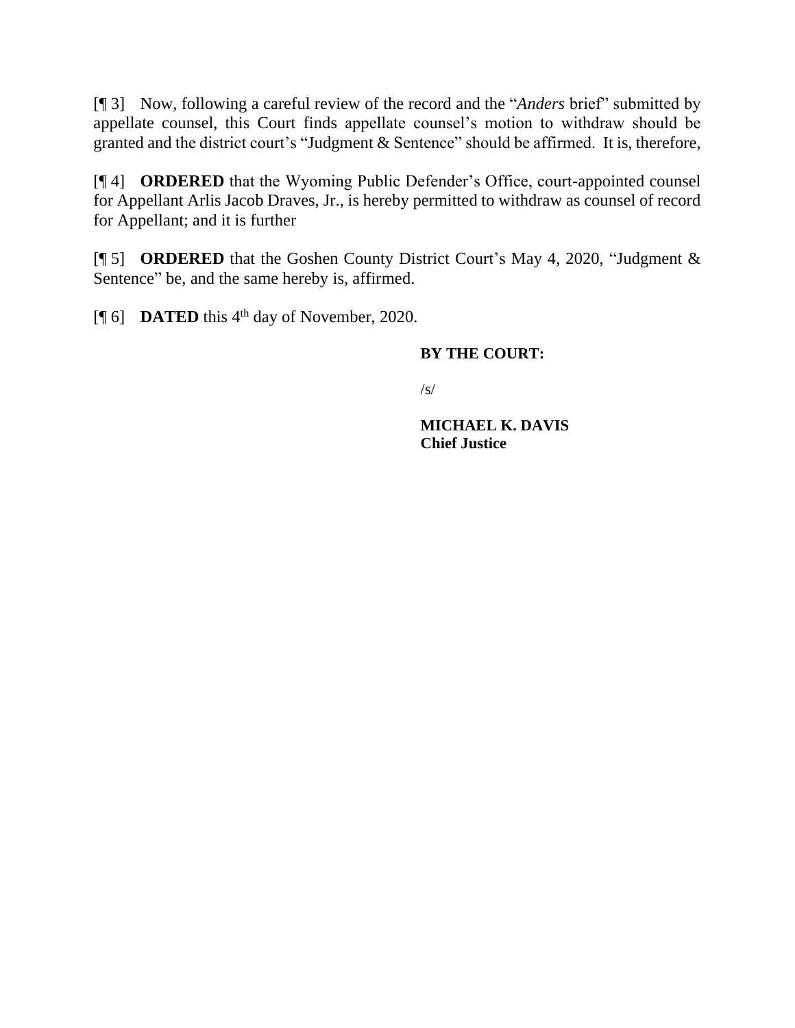[¶ 3] Now, following a careful review of the record and the "*Anders* brief" submitted by appellate counsel, this Court finds appellate counsel's motion to withdraw should be granted and the district court's "Judgment & Sentence" should be affirmed. It is, therefore,

[¶ 4] **ORDERED** that the Wyoming Public Defender's Office, court-appointed counsel for Appellant Arlis Jacob Draves, Jr., is hereby permitted to withdraw as counsel of record for Appellant; and it is further

[¶ 5] **ORDERED** that the Goshen County District Court's May 4, 2020, "Judgment & Sentence" be, and the same hereby is, affirmed.

[¶ 6] **DATED** this 4th day of November, 2020.

**BY THE COURT:**

/s/

**MICHAEL K. DAVIS**
**Chief Justice**